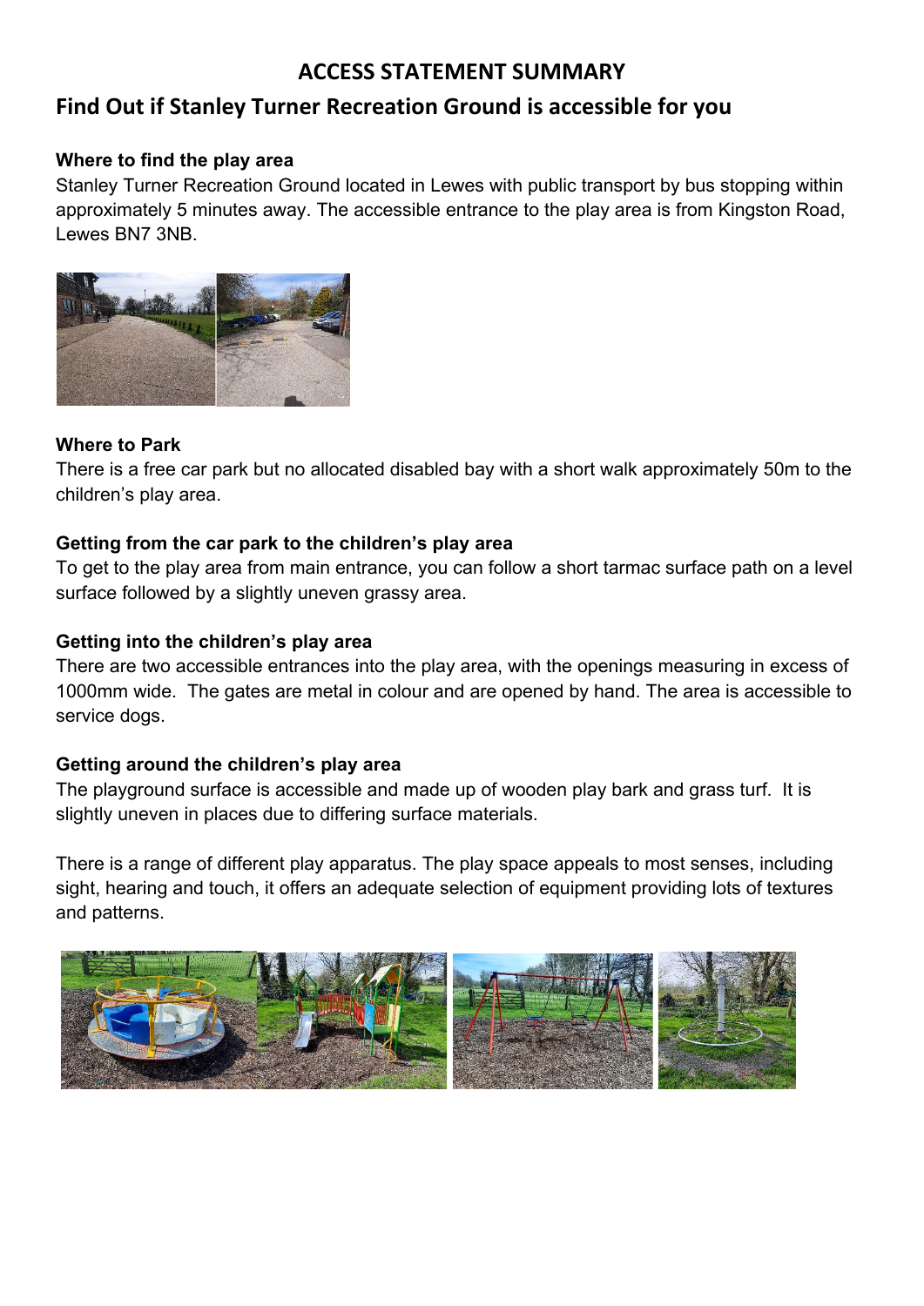# ACCESS STATEMENT SUMMARY

## Find Out if Stanley Turner Recreation Ground is accessible for you

**Where to find the play area**

Stanley Turner Recreation Ground located in Lewes with public transport by bus stopping within approximately 5 minutes away. The accessible entrance to the play area is from Kingston Road, Lewes BN7 3NB.

**Where to Park**

There is a free car park but no allocated disabled bay with a short walk approximately 50m to the children's play area.

**Getting from the car park to the children's play area**

To get to the play area from main entrance, you can follow a short tarmac surface path on a level surface followed by a slightly uneven grassy area.

**Getting into the children's play area**

There are two accessible entrances into the play area, with the openings measuring in excess of 1000mm wide. The gates are metal in colour and are opened by hand. The area is accessible to service dogs.

**Getting around the children's play area**

The playground surface is accessible and made up of wooden play bark and grass turf. It is slightly uneven in places due to differing surface materials.

There is a range of different play apparatus. The play space appeals to most senses, including sight, hearing and touch, it offers an adequate selection of equipment providing lots of textures and patterns.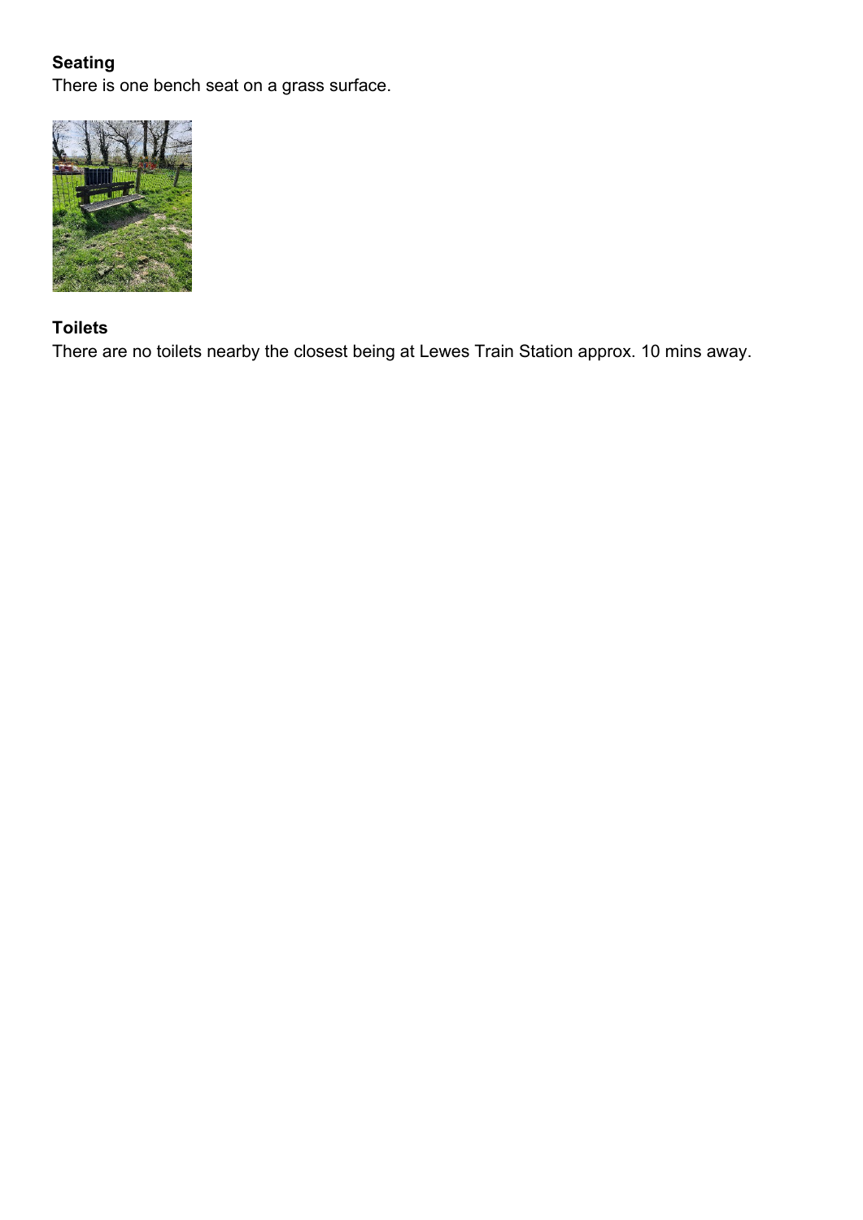**Seating**
There is one bench seat on a grass surface.

**Toilets**
There are no toilets nearby the closest being at Lewes Train Station approx. 10 mins away.